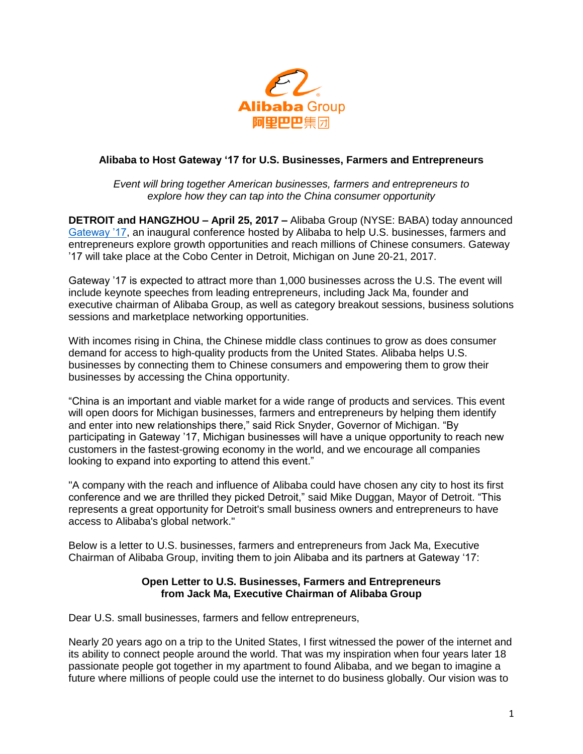Alibaba Group
阿里巴巴集团

## Alibaba to Host Gateway '17 for U.S. Businesses, Farmers and Entrepreneurs

*Event will bring together American businesses, farmers and entrepreneurs to explore how they can tap into the China consumer opportunity*

**DETROIT and HANGZHOU – April 25, 2017 –** Alibaba Group (NYSE: BABA) today announced Gateway '17, an inaugural conference hosted by Alibaba to help U.S. businesses, farmers and entrepreneurs explore growth opportunities and reach millions of Chinese consumers. Gateway '17 will take place at the Cobo Center in Detroit, Michigan on June 20-21, 2017.

Gateway '17 is expected to attract more than 1,000 businesses across the U.S. The event will include keynote speeches from leading entrepreneurs, including Jack Ma, founder and executive chairman of Alibaba Group, as well as category breakout sessions, business solutions sessions and marketplace networking opportunities.

With incomes rising in China, the Chinese middle class continues to grow as does consumer demand for access to high-quality products from the United States. Alibaba helps U.S. businesses by connecting them to Chinese consumers and empowering them to grow their businesses by accessing the China opportunity.

"China is an important and viable market for a wide range of products and services. This event will open doors for Michigan businesses, farmers and entrepreneurs by helping them identify and enter into new relationships there," said Rick Snyder, Governor of Michigan. "By participating in Gateway '17, Michigan businesses will have a unique opportunity to reach new customers in the fastest-growing economy in the world, and we encourage all companies looking to expand into exporting to attend this event."

"A company with the reach and influence of Alibaba could have chosen any city to host its first conference and we are thrilled they picked Detroit," said Mike Duggan, Mayor of Detroit. "This represents a great opportunity for Detroit's small business owners and entrepreneurs to have access to Alibaba's global network."

Below is a letter to U.S. businesses, farmers and entrepreneurs from Jack Ma, Executive Chairman of Alibaba Group, inviting them to join Alibaba and its partners at Gateway '17:

### Open Letter to U.S. Businesses, Farmers and Entrepreneurs from Jack Ma, Executive Chairman of Alibaba Group

Dear U.S. small businesses, farmers and fellow entrepreneurs,

Nearly 20 years ago on a trip to the United States, I first witnessed the power of the internet and its ability to connect people around the world. That was my inspiration when four years later 18 passionate people got together in my apartment to found Alibaba, and we began to imagine a future where millions of people could use the internet to do business globally. Our vision was to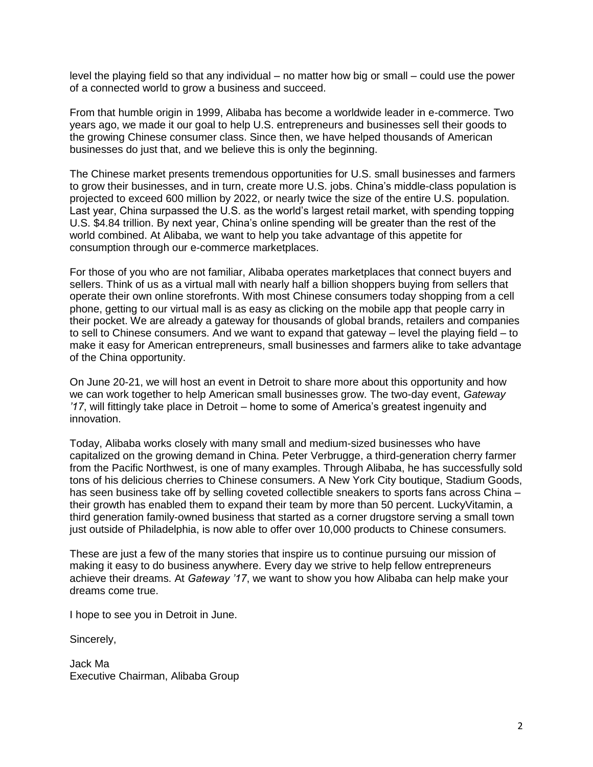level the playing field so that any individual – no matter how big or small – could use the power of a connected world to grow a business and succeed.

From that humble origin in 1999, Alibaba has become a worldwide leader in e-commerce. Two years ago, we made it our goal to help U.S. entrepreneurs and businesses sell their goods to the growing Chinese consumer class. Since then, we have helped thousands of American businesses do just that, and we believe this is only the beginning.

The Chinese market presents tremendous opportunities for U.S. small businesses and farmers to grow their businesses, and in turn, create more U.S. jobs. China's middle-class population is projected to exceed 600 million by 2022, or nearly twice the size of the entire U.S. population. Last year, China surpassed the U.S. as the world's largest retail market, with spending topping U.S. $4.84 trillion. By next year, China's online spending will be greater than the rest of the world combined. At Alibaba, we want to help you take advantage of this appetite for consumption through our e-commerce marketplaces.

For those of you who are not familiar, Alibaba operates marketplaces that connect buyers and sellers. Think of us as a virtual mall with nearly half a billion shoppers buying from sellers that operate their own online storefronts. With most Chinese consumers today shopping from a cell phone, getting to our virtual mall is as easy as clicking on the mobile app that people carry in their pocket. We are already a gateway for thousands of global brands, retailers and companies to sell to Chinese consumers. And we want to expand that gateway – level the playing field – to make it easy for American entrepreneurs, small businesses and farmers alike to take advantage of the China opportunity.

On June 20-21, we will host an event in Detroit to share more about this opportunity and how we can work together to help American small businesses grow. The two-day event, *Gateway '17*, will fittingly take place in Detroit – home to some of America's greatest ingenuity and innovation.

Today, Alibaba works closely with many small and medium-sized businesses who have capitalized on the growing demand in China. Peter Verbrugge, a third-generation cherry farmer from the Pacific Northwest, is one of many examples. Through Alibaba, he has successfully sold tons of his delicious cherries to Chinese consumers. A New York City boutique, Stadium Goods, has seen business take off by selling coveted collectible sneakers to sports fans across China – their growth has enabled them to expand their team by more than 50 percent. LuckyVitamin, a third generation family-owned business that started as a corner drugstore serving a small town just outside of Philadelphia, is now able to offer over 10,000 products to Chinese consumers.

These are just a few of the many stories that inspire us to continue pursuing our mission of making it easy to do business anywhere. Every day we strive to help fellow entrepreneurs achieve their dreams. At *Gateway '17*, we want to show you how Alibaba can help make your dreams come true.

I hope to see you in Detroit in June.

Sincerely,

Jack Ma
Executive Chairman, Alibaba Group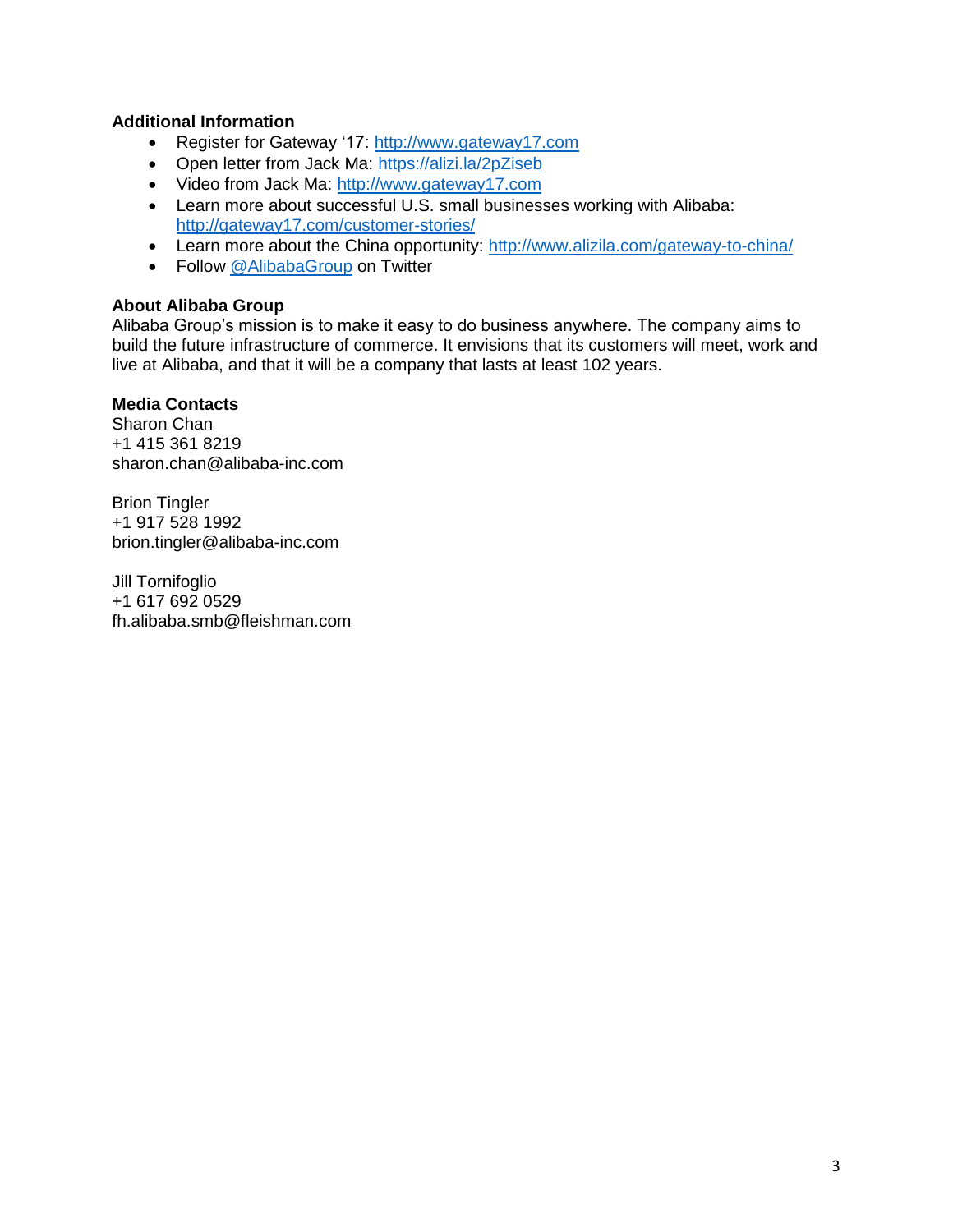**Additional Information**

- Register for Gateway '17: http://www.gateway17.com
- Open letter from Jack Ma: https://alizi.la/2pZiseb
- Video from Jack Ma: http://www.gateway17.com
- Learn more about successful U.S. small businesses working with Alibaba: http://gateway17.com/customer-stories/
- Learn more about the China opportunity: http://www.alizila.com/gateway-to-china/
- Follow @AlibabaGroup on Twitter

**About Alibaba Group**

Alibaba Group's mission is to make it easy to do business anywhere. The company aims to build the future infrastructure of commerce. It envisions that its customers will meet, work and live at Alibaba, and that it will be a company that lasts at least 102 years.

**Media Contacts**

Sharon Chan
+1 415 361 8219
sharon.chan@alibaba-inc.com

Brion Tingler
+1 917 528 1992
brion.tingler@alibaba-inc.com

Jill Tornifoglio
+1 617 692 0529
fh.alibaba.smb@fleishman.com